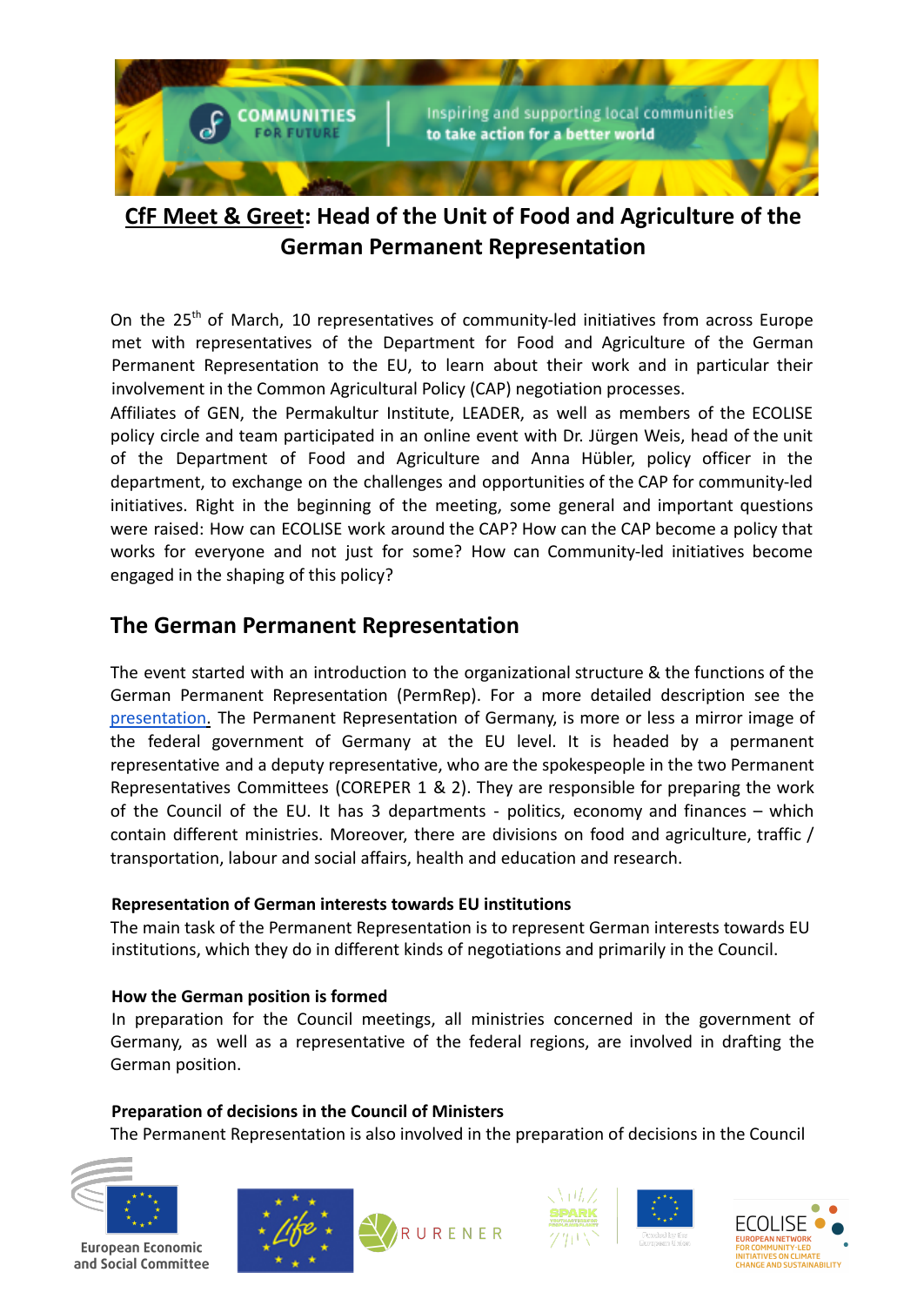# CfF Meet & Greet: Head of the Unit of Food and Agriculture of the German Permanent Representation

On the 25th of March, 10 representatives of community-led initiatives from across Europe met with representatives of the Department for Food and Agriculture of the German Permanent Representation to the EU, to learn about their work and in particular their involvement in the Common Agricultural Policy (CAP) negotiation processes.

Affiliates of GEN, the Permakultur Institute, LEADER, as well as members of the ECOLISE policy circle and team participated in an online event with Dr. Jürgen Weis, head of the unit of the Department of Food and Agriculture and Anna Hübler, policy officer in the department, to exchange on the challenges and opportunities of the CAP for community-led initiatives. Right in the beginning of the meeting, some general and important questions were raised: How can ECOLISE work around the CAP? How can the CAP become a policy that works for everyone and not just for some? How can Community-led initiatives become engaged in the shaping of this policy?

## The German Permanent Representation

The event started with an introduction to the organizational structure & the functions of the German Permanent Representation (PermRep). For a more detailed description see the presentation. The Permanent Representation of Germany, is more or less a mirror image of the federal government of Germany at the EU level. It is headed by a permanent representative and a deputy representative, who are the spokespeople in the two Permanent Representatives Committees (COREPER 1 & 2). They are responsible for preparing the work of the Council of the EU. It has 3 departments - politics, economy and finances – which contain different ministries. Moreover, there are divisions on food and agriculture, traffic / transportation, labour and social affairs, health and education and research.

**Representation of German interests towards EU institutions**

The main task of the Permanent Representation is to represent German interests towards EU institutions, which they do in different kinds of negotiations and primarily in the Council.

**How the German position is formed**

In preparation for the Council meetings, all ministries concerned in the government of Germany, as well as a representative of the federal regions, are involved in drafting the German position.

**Preparation of decisions in the Council of Ministers**

The Permanent Representation is also involved in the preparation of decisions in the Council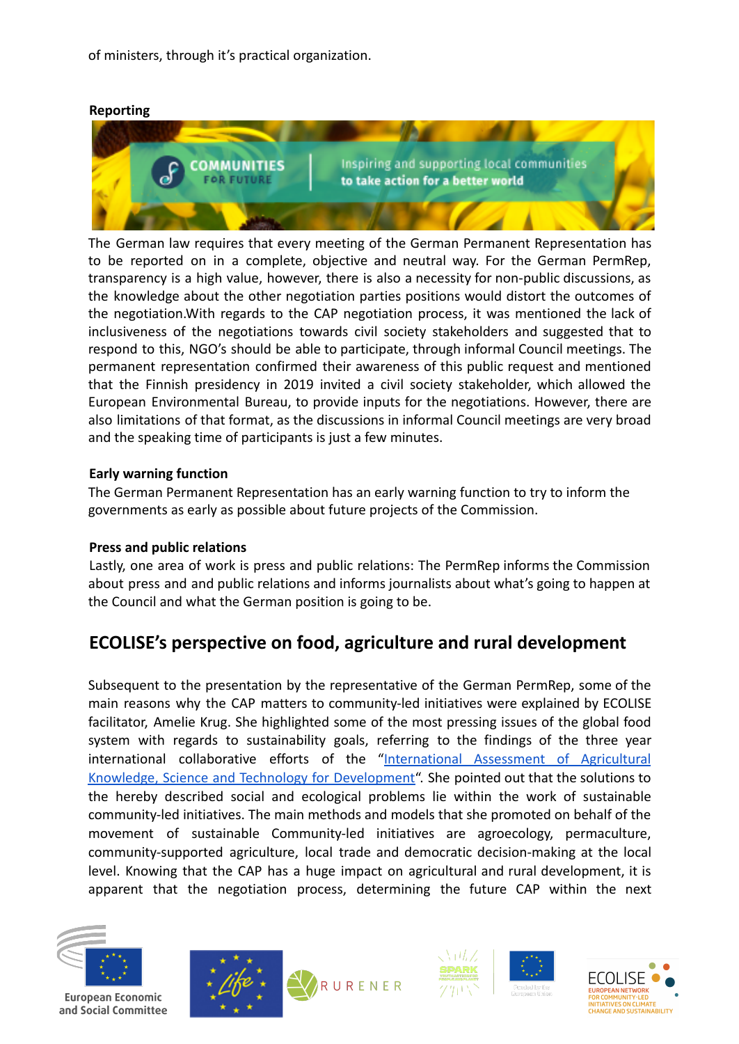of ministers, through it's practical organization.

**Reporting**

The German law requires that every meeting of the German Permanent Representation has to be reported on in a complete, objective and neutral way. For the German PermRep, transparency is a high value, however, there is also a necessity for non-public discussions, as the knowledge about the other negotiation parties positions would distort the outcomes of the negotiation.With regards to the CAP negotiation process, it was mentioned the lack of inclusiveness of the negotiations towards civil society stakeholders and suggested that to respond to this, NGO's should be able to participate, through informal Council meetings. The permanent representation confirmed their awareness of this public request and mentioned that the Finnish presidency in 2019 invited a civil society stakeholder, which allowed the European Environmental Bureau, to provide inputs for the negotiations. However, there are also limitations of that format, as the discussions in informal Council meetings are very broad and the speaking time of participants is just a few minutes.

**Early warning function**

The German Permanent Representation has an early warning function to try to inform the governments as early as possible about future projects of the Commission.

**Press and public relations**

Lastly, one area of work is press and public relations: The PermRep informs the Commission about press and and public relations and informs journalists about what's going to happen at the Council and what the German position is going to be.

## ECOLISE's perspective on food, agriculture and rural development

Subsequent to the presentation by the representative of the German PermRep, some of the main reasons why the CAP matters to community-led initiatives were explained by ECOLISE facilitator, Amelie Krug. She highlighted some of the most pressing issues of the global food system with regards to sustainability goals, referring to the findings of the three year international collaborative efforts of the "International Assessment of Agricultural Knowledge, Science and Technology for Development". She pointed out that the solutions to the hereby described social and ecological problems lie within the work of sustainable community-led initiatives. The main methods and models that she promoted on behalf of the movement of sustainable Community-led initiatives are agroecology, permaculture, community-supported agriculture, local trade and democratic decision-making at the local level. Knowing that the CAP has a huge impact on agricultural and rural development, it is apparent that the negotiation process, determining the future CAP within the next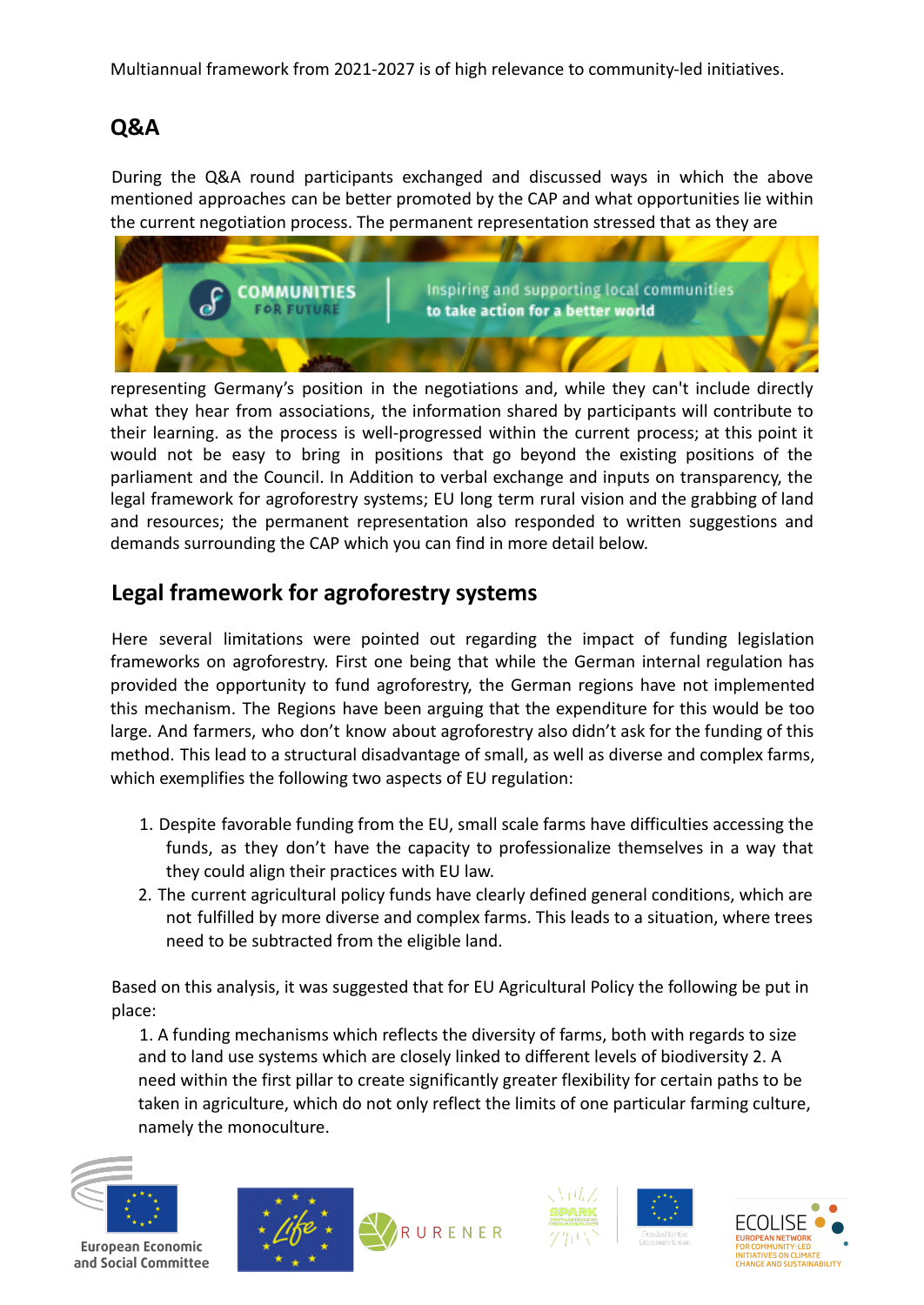Multiannual framework from 2021-2027 is of high relevance to community-led initiatives.

## Q&A

During the Q&A round participants exchanged and discussed ways in which the above mentioned approaches can be better promoted by the CAP and what opportunities lie within the current negotiation process. The permanent representation stressed that as they are representing Germany's position in the negotiations and, while they can't include directly what they hear from associations, the information shared by participants will contribute to their learning. as the process is well-progressed within the current process; at this point it would not be easy to bring in positions that go beyond the existing positions of the parliament and the Council. In Addition to verbal exchange and inputs on transparency, the legal framework for agroforestry systems; EU long term rural vision and the grabbing of land and resources; the permanent representation also responded to written suggestions and demands surrounding the CAP which you can find in more detail below.

## Legal framework for agroforestry systems

Here several limitations were pointed out regarding the impact of funding legislation frameworks on agroforestry. First one being that while the German internal regulation has provided the opportunity to fund agroforestry, the German regions have not implemented this mechanism. The Regions have been arguing that the expenditure for this would be too large. And farmers, who don't know about agroforestry also didn't ask for the funding of this method. This lead to a structural disadvantage of small, as well as diverse and complex farms, which exemplifies the following two aspects of EU regulation:

1. Despite favorable funding from the EU, small scale farms have difficulties accessing the funds, as they don't have the capacity to professionalize themselves in a way that they could align their practices with EU law.
2. The current agricultural policy funds have clearly defined general conditions, which are not fulfilled by more diverse and complex farms. This leads to a situation, where trees need to be subtracted from the eligible land.

Based on this analysis, it was suggested that for EU Agricultural Policy the following be put in place:

1. A funding mechanisms which reflects the diversity of farms, both with regards to size and to land use systems which are closely linked to different levels of biodiversity 2. A need within the first pillar to create significantly greater flexibility for certain paths to be taken in agriculture, which do not only reflect the limits of one particular farming culture, namely the monoculture.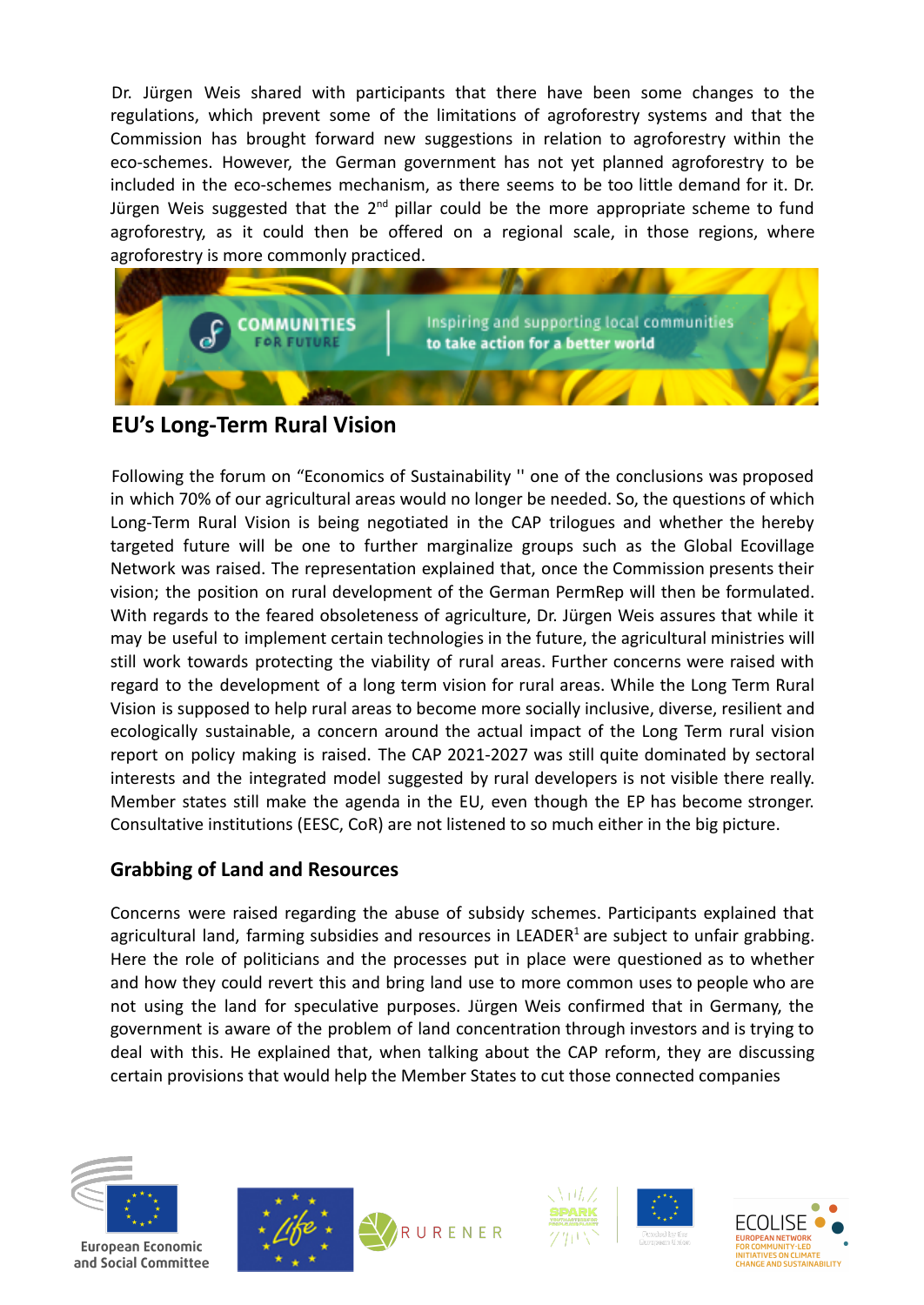Dr. Jürgen Weis shared with participants that there have been some changes to the regulations, which prevent some of the limitations of agroforestry systems and that the Commission has brought forward new suggestions in relation to agroforestry within the eco-schemes. However, the German government has not yet planned agroforestry to be included in the eco-schemes mechanism, as there seems to be too little demand for it. Dr. Jürgen Weis suggested that the 2nd pillar could be the more appropriate scheme to fund agroforestry, as it could then be offered on a regional scale, in those regions, where agroforestry is more commonly practiced.

COMMUNITIES FOR FUTURE | Inspiring and supporting local communities to take action for a better world

## EU's Long-Term Rural Vision

Following the forum on "Economics of Sustainability '' one of the conclusions was proposed in which 70% of our agricultural areas would no longer be needed. So, the questions of which Long-Term Rural Vision is being negotiated in the CAP trilogues and whether the hereby targeted future will be one to further marginalize groups such as the Global Ecovillage Network was raised. The representation explained that, once the Commission presents their vision; the position on rural development of the German PermRep will then be formulated. With regards to the feared obsoleteness of agriculture, Dr. Jürgen Weis assures that while it may be useful to implement certain technologies in the future, the agricultural ministries will still work towards protecting the viability of rural areas. Further concerns were raised with regard to the development of a long term vision for rural areas. While the Long Term Rural Vision is supposed to help rural areas to become more socially inclusive, diverse, resilient and ecologically sustainable, a concern around the actual impact of the Long Term rural vision report on policy making is raised. The CAP 2021-2027 was still quite dominated by sectoral interests and the integrated model suggested by rural developers is not visible there really. Member states still make the agenda in the EU, even though the EP has become stronger. Consultative institutions (EESC, CoR) are not listened to so much either in the big picture.

## Grabbing of Land and Resources

Concerns were raised regarding the abuse of subsidy schemes. Participants explained that agricultural land, farming subsidies and resources in LEADER[1] are subject to unfair grabbing. Here the role of politicians and the processes put in place were questioned as to whether and how they could revert this and bring land use to more common uses to people who are not using the land for speculative purposes. Jürgen Weis confirmed that in Germany, the government is aware of the problem of land concentration through investors and is trying to deal with this. He explained that, when talking about the CAP reform, they are discussing certain provisions that would help the Member States to cut those connected companies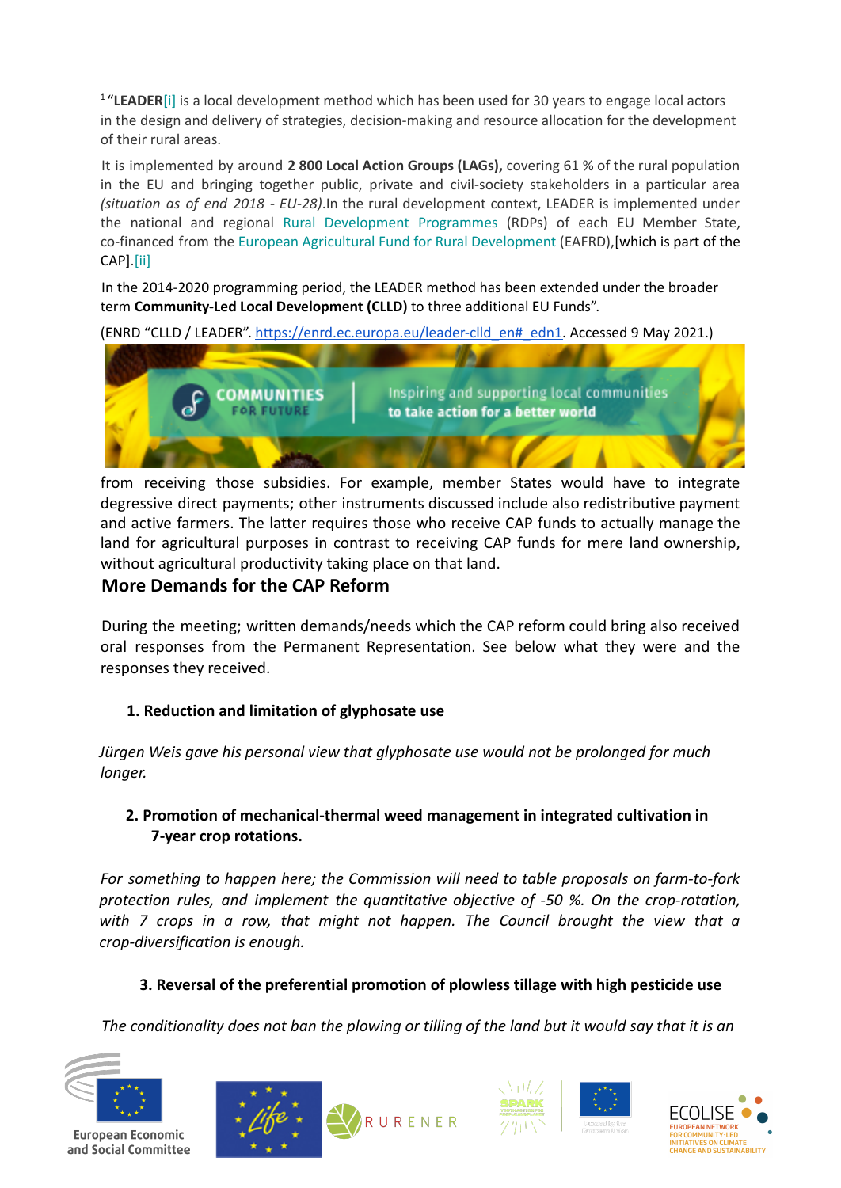[1] **"LEADER**[i] is a local development method which has been used for 30 years to engage local actors in the design and delivery of strategies, decision-making and resource allocation for the development of their rural areas.

It is implemented by around **2 800 Local Action Groups (LAGs),** covering 61 % of the rural population in the EU and bringing together public, private and civil-society stakeholders in a particular area *(situation as of end 2018 - EU-28).*In the rural development context, LEADER is implemented under the national and regional Rural Development Programmes (RDPs) of each EU Member State, co-financed from the European Agricultural Fund for Rural Development (EAFRD),[which is part of the CAP].[ii]

In the 2014-2020 programming period, the LEADER method has been extended under the broader term **Community-Led Local Development (CLLD)** to three additional EU Funds".

(ENRD "CLLD / LEADER". https://enrd.ec.europa.eu/leader-clld_en#_edn1. Accessed 9 May 2021.)

from receiving those subsidies. For example, member States would have to integrate degressive direct payments; other instruments discussed include also redistributive payment and active farmers. The latter requires those who receive CAP funds to actually manage the land for agricultural purposes in contrast to receiving CAP funds for mere land ownership, without agricultural productivity taking place on that land.

## More Demands for the CAP Reform

During the meeting; written demands/needs which the CAP reform could bring also received oral responses from the Permanent Representation. See below what they were and the responses they received.

1. **Reduction and limitation of glyphosate use**

*Jürgen Weis gave his personal view that glyphosate use would not be prolonged for much longer.*

2. **Promotion of mechanical-thermal weed management in integrated cultivation in 7-year crop rotations.**

*For something to happen here; the Commission will need to table proposals on farm-to-fork protection rules, and implement the quantitative objective of -50 %. On the crop-rotation, with 7 crops in a row, that might not happen. The Council brought the view that a crop-diversification is enough.*

3. **Reversal of the preferential promotion of plowless tillage with high pesticide use**

*The conditionality does not ban the plowing or tilling of the land but it would say that it is an*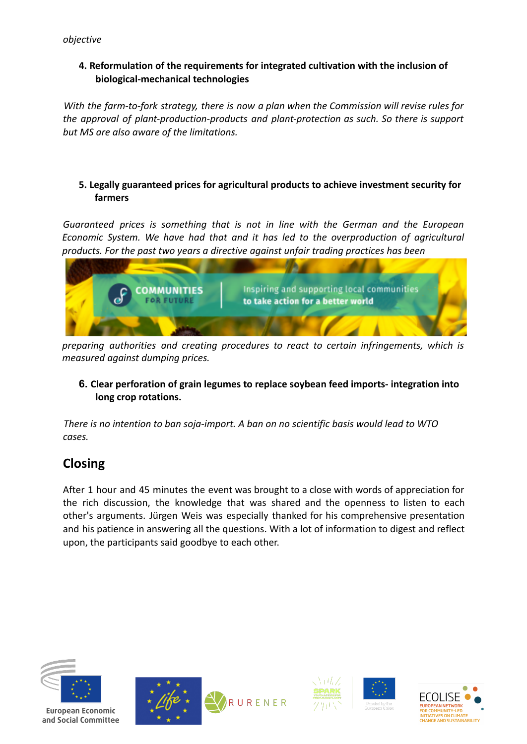*objective*

**4. Reformulation of the requirements for integrated cultivation with the inclusion of biological-mechanical technologies**

*With the farm-to-fork strategy, there is now a plan when the Commission will revise rules for the approval of plant-production-products and plant-protection as such. So there is support but MS are also aware of the limitations.*

**5. Legally guaranteed prices for agricultural products to achieve investment security for farmers**

*Guaranteed prices is something that is not in line with the German and the European Economic System. We have had that and it has led to the overproduction of agricultural products. For the past two years a directive against unfair trading practices has been preparing authorities and creating procedures to react to certain infringements, which is measured against dumping prices.*

**6. Clear perforation of grain legumes to replace soybean feed imports- integration into long crop rotations.**

*There is no intention to ban soja-import. A ban on no scientific basis would lead to WTO cases.*

## Closing

After 1 hour and 45 minutes the event was brought to a close with words of appreciation for the rich discussion, the knowledge that was shared and the openness to listen to each other's arguments. Jürgen Weis was especially thanked for his comprehensive presentation and his patience in answering all the questions. With a lot of information to digest and reflect upon, the participants said goodbye to each other.